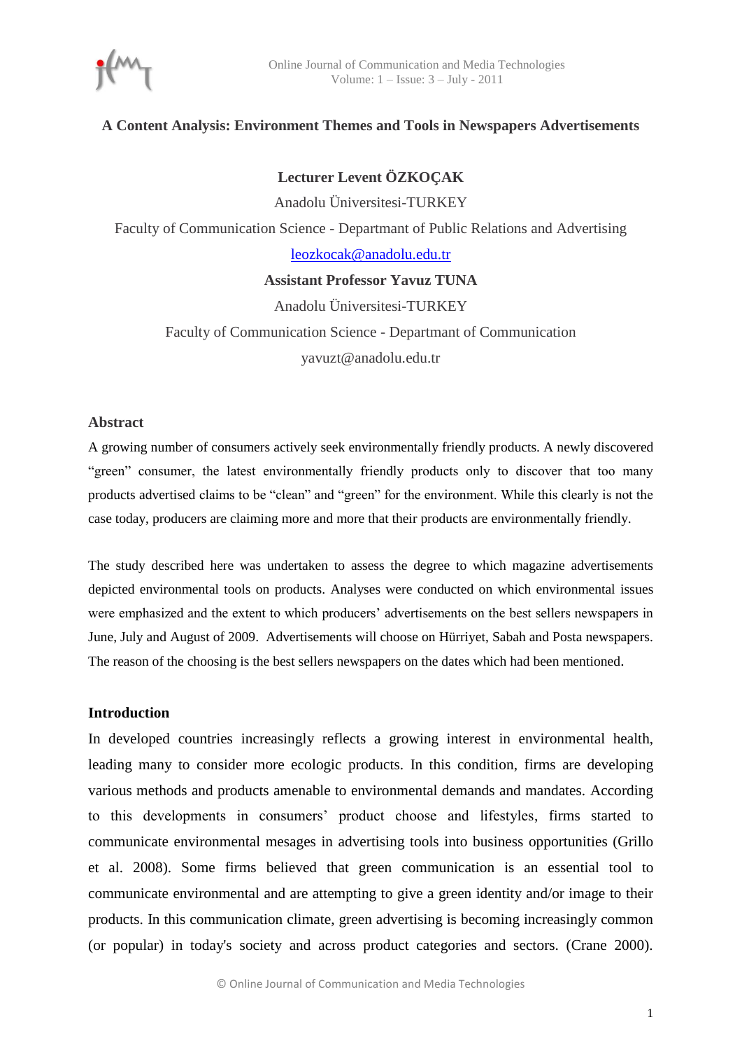# A Content Analysis: Environment Themes and Tools in Newspapers Advertisements

**Lecturer Levent ÖZKOÇAK**

Anadolu Üniversitesi-TURKEY

Faculty of Communication Science - Departmant of Public Relations and Advertising

leozkocak@anadolu.edu.tr

**Assistant Professor Yavuz TUNA**

Anadolu Üniversitesi-TURKEY

Faculty of Communication Science - Departmant of Communication

yavuzt@anadolu.edu.tr

## Abstract

A growing number of consumers actively seek environmentally friendly products. A newly discovered "green" consumer, the latest environmentally friendly products only to discover that too many products advertised claims to be "clean" and "green" for the environment. While this clearly is not the case today, producers are claiming more and more that their products are environmentally friendly.

The study described here was undertaken to assess the degree to which magazine advertisements depicted environmental tools on products. Analyses were conducted on which environmental issues were emphasized and the extent to which producers' advertisements on the best sellers newspapers in June, July and August of 2009. Advertisements will choose on Hürriyet, Sabah and Posta newspapers. The reason of the choosing is the best sellers newspapers on the dates which had been mentioned.

## Introduction

In developed countries increasingly reflects a growing interest in environmental health, leading many to consider more ecologic products. In this condition, firms are developing various methods and products amenable to environmental demands and mandates. According to this developments in consumers' product choose and lifestyles, firms started to communicate environmental mesages in advertising tools into business opportunities (Grillo et al. 2008). Some firms believed that green communication is an essential tool to communicate environmental and are attempting to give a green identity and/or image to their products. In this communication climate, green advertising is becoming increasingly common (or popular) in today's society and across product categories and sectors. (Crane 2000).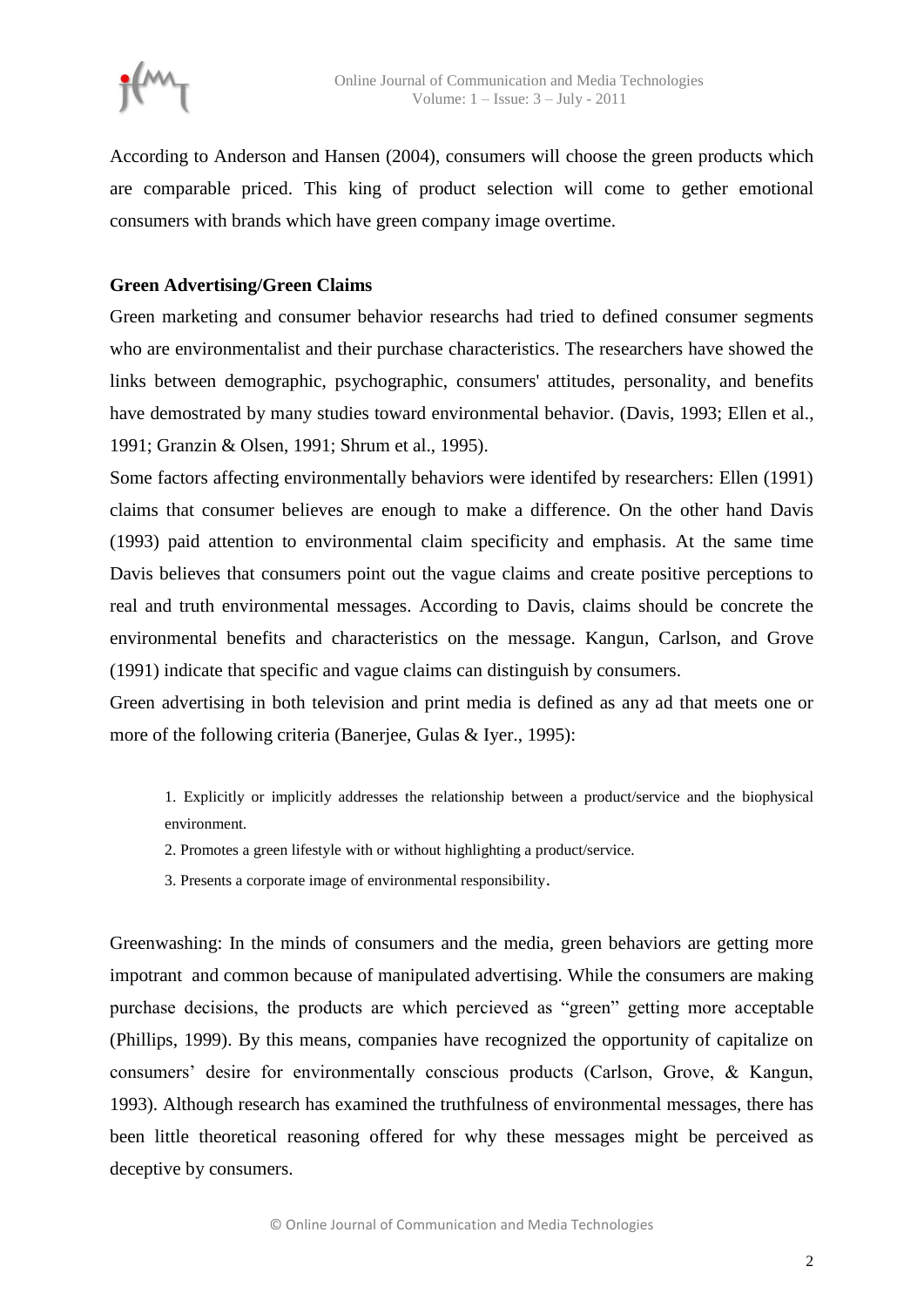According to Anderson and Hansen (2004), consumers will choose the green products which are comparable priced. This king of product selection will come to gether emotional consumers with brands which have green company image overtime.

**Green Advertising/Green Claims**

Green marketing and consumer behavior researchs had tried to defined consumer segments who are environmentalist and their purchase characteristics. The researchers have showed the links between demographic, psychographic, consumers' attitudes, personality, and benefits have demostrated by many studies toward environmental behavior. (Davis, 1993; Ellen et al., 1991; Granzin & Olsen, 1991; Shrum et al., 1995).

Some factors affecting environmentally behaviors were identifed by researchers: Ellen (1991) claims that consumer believes are enough to make a difference. On the other hand Davis (1993) paid attention to environmental claim specificity and emphasis. At the same time Davis believes that consumers point out the vague claims and create positive perceptions to real and truth environmental messages. According to Davis, claims should be concrete the environmental benefits and characteristics on the message. Kangun, Carlson, and Grove (1991) indicate that specific and vague claims can distinguish by consumers.

Green advertising in both television and print media is defined as any ad that meets one or more of the following criteria (Banerjee, Gulas & Iyer., 1995):

1. Explicitly or implicitly addresses the relationship between a product/service and the biophysical environment.
2. Promotes a green lifestyle with or without highlighting a product/service.
3. Presents a corporate image of environmental responsibility.

Greenwashing: In the minds of consumers and the media, green behaviors are getting more impotrant and common because of manipulated advertising. While the consumers are making purchase decisions, the products are which percieved as "green" getting more acceptable (Phillips, 1999). By this means, companies have recognized the opportunity of capitalize on consumers' desire for environmentally conscious products (Carlson, Grove, & Kangun, 1993). Although research has examined the truthfulness of environmental messages, there has been little theoretical reasoning offered for why these messages might be perceived as deceptive by consumers.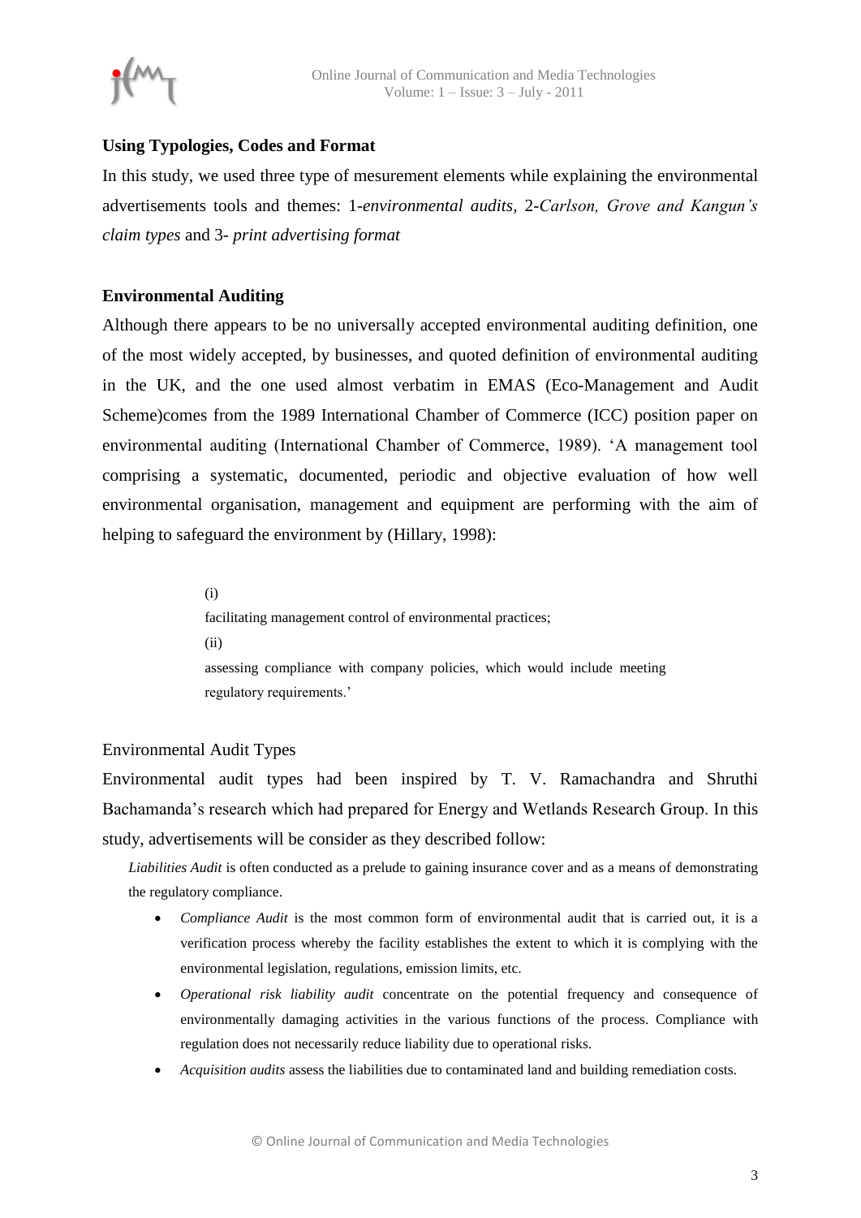**Using Typologies, Codes and Format**

In this study, we used three type of mesurement elements while explaining the environmental advertisements tools and themes: 1-*environmental audits*, 2-*Carlson, Grove and Kangun's claim types* and 3- *print advertising format*

**Environmental Auditing**

Although there appears to be no universally accepted environmental auditing definition, one of the most widely accepted, by businesses, and quoted definition of environmental auditing in the UK, and the one used almost verbatim in EMAS (Eco-Management and Audit Scheme)comes from the 1989 International Chamber of Commerce (ICC) position paper on environmental auditing (International Chamber of Commerce, 1989). 'A management tool comprising a systematic, documented, periodic and objective evaluation of how well environmental organisation, management and equipment are performing with the aim of helping to safeguard the environment by (Hillary, 1998):

> (i)
> facilitating management control of environmental practices;
> (ii)
> assessing compliance with company policies, which would include meeting regulatory requirements.'

Environmental Audit Types

Environmental audit types had been inspired by T. V. Ramachandra and Shruthi Bachamanda's research which had prepared for Energy and Wetlands Research Group. In this study, advertisements will be consider as they described follow:

*Liabilities Audit* is often conducted as a prelude to gaining insurance cover and as a means of demonstrating the regulatory compliance.

- *Compliance Audit* is the most common form of environmental audit that is carried out, it is a verification process whereby the facility establishes the extent to which it is complying with the environmental legislation, regulations, emission limits, etc.
- *Operational risk liability audit* concentrate on the potential frequency and consequence of environmentally damaging activities in the various functions of the process. Compliance with regulation does not necessarily reduce liability due to operational risks.
- *Acquisition audits* assess the liabilities due to contaminated land and building remediation costs.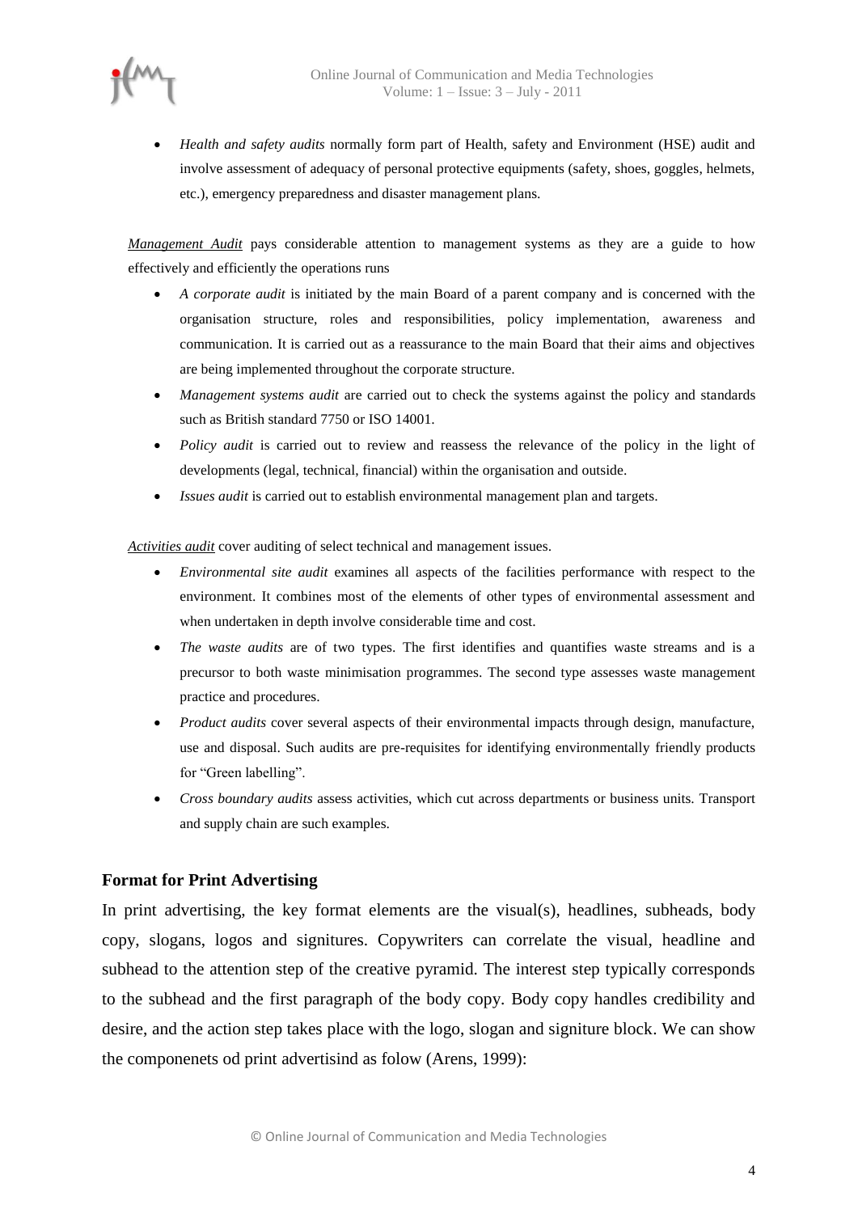- *Health and safety audits* normally form part of Health, safety and Environment (HSE) audit and involve assessment of adequacy of personal protective equipments (safety, shoes, goggles, helmets, etc.), emergency preparedness and disaster management plans.

*Management Audit* pays considerable attention to management systems as they are a guide to how effectively and efficiently the operations runs

- *A corporate audit* is initiated by the main Board of a parent company and is concerned with the organisation structure, roles and responsibilities, policy implementation, awareness and communication. It is carried out as a reassurance to the main Board that their aims and objectives are being implemented throughout the corporate structure.
- *Management systems audit* are carried out to check the systems against the policy and standards such as British standard 7750 or ISO 14001.
- *Policy audit* is carried out to review and reassess the relevance of the policy in the light of developments (legal, technical, financial) within the organisation and outside.
- *Issues audit* is carried out to establish environmental management plan and targets.

*Activities audit* cover auditing of select technical and management issues.

- *Environmental site audit* examines all aspects of the facilities performance with respect to the environment. It combines most of the elements of other types of environmental assessment and when undertaken in depth involve considerable time and cost.
- *The waste audits* are of two types. The first identifies and quantifies waste streams and is a precursor to both waste minimisation programmes. The second type assesses waste management practice and procedures.
- *Product audits* cover several aspects of their environmental impacts through design, manufacture, use and disposal. Such audits are pre-requisites for identifying environmentally friendly products for "Green labelling".
- *Cross boundary audits* assess activities, which cut across departments or business units. Transport and supply chain are such examples.

## Format for Print Advertising

In print advertising, the key format elements are the visual(s), headlines, subheads, body copy, slogans, logos and signitures. Copywriters can correlate the visual, headline and subhead to the attention step of the creative pyramid. The interest step typically corresponds to the subhead and the first paragraph of the body copy. Body copy handles credibility and desire, and the action step takes place with the logo, slogan and signiture block. We can show the componenets od print advertisind as folow (Arens, 1999):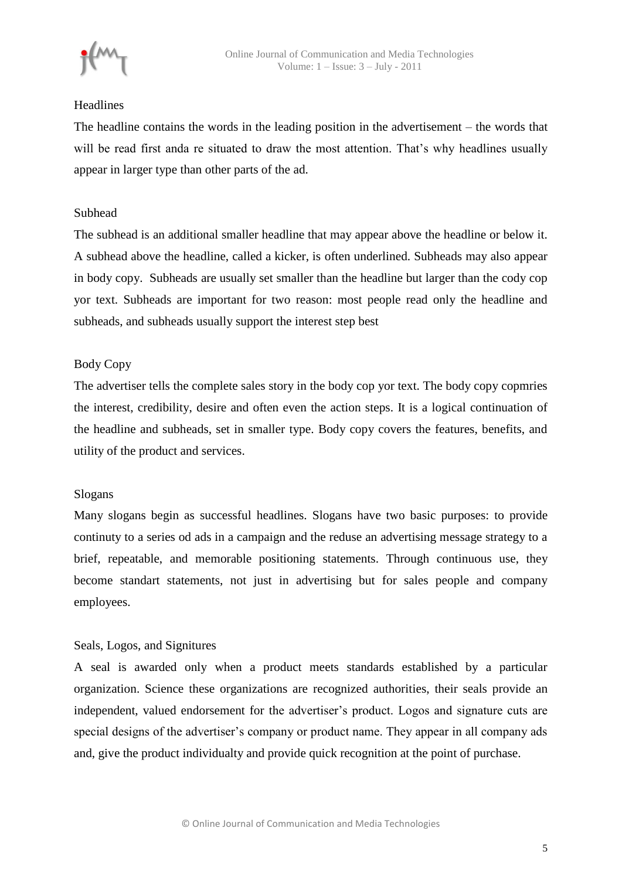### Headlines

The headline contains the words in the leading position in the advertisement – the words that will be read first anda re situated to draw the most attention. That's why headlines usually appear in larger type than other parts of the ad.

### Subhead

The subhead is an additional smaller headline that may appear above the headline or below it. A subhead above the headline, called a kicker, is often underlined. Subheads may also appear in body copy. Subheads are usually set smaller than the headline but larger than the cody cop yor text. Subheads are important for two reason: most people read only the headline and subheads, and subheads usually support the interest step best

### Body Copy

The advertiser tells the complete sales story in the body cop yor text. The body copy copmries the interest, credibility, desire and often even the action steps. It is a logical continuation of the headline and subheads, set in smaller type. Body copy covers the features, benefits, and utility of the product and services.

### Slogans

Many slogans begin as successful headlines. Slogans have two basic purposes: to provide continuty to a series od ads in a campaign and the reduse an advertising message strategy to a brief, repeatable, and memorable positioning statements. Through continuous use, they become standart statements, not just in advertising but for sales people and company employees.

### Seals, Logos, and Signitures

A seal is awarded only when a product meets standards established by a particular organization. Science these organizations are recognized authorities, their seals provide an independent, valued endorsement for the advertiser's product. Logos and signature cuts are special designs of the advertiser's company or product name. They appear in all company ads and, give the product individualty and provide quick recognition at the point of purchase.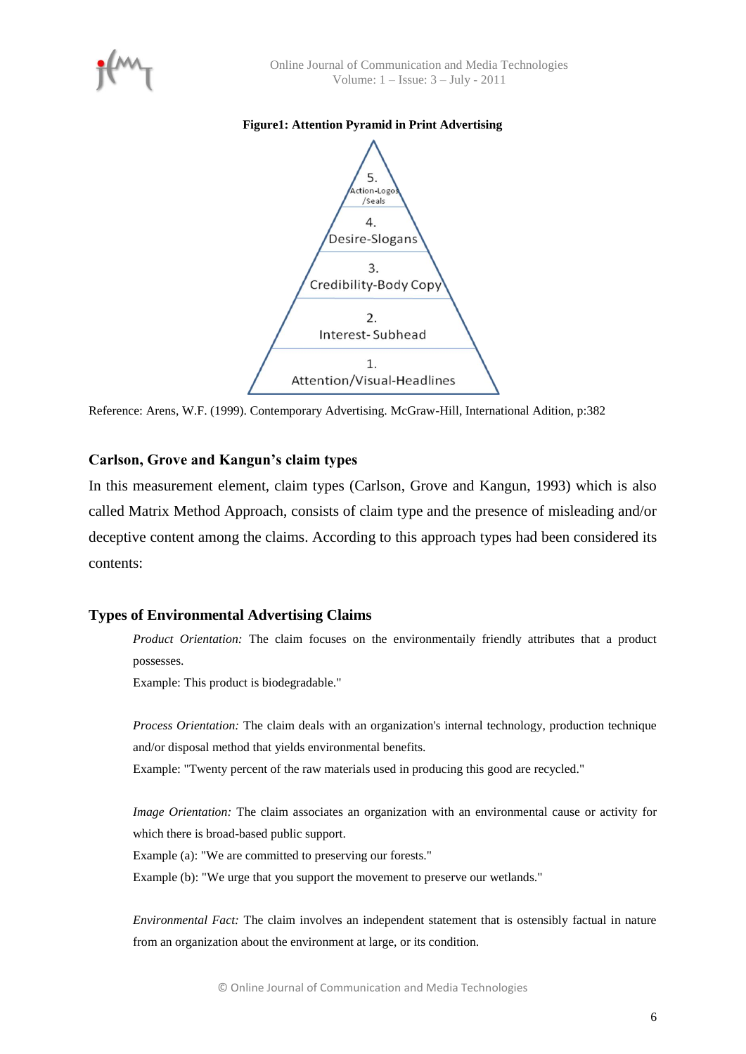**Figure1: Attention Pyramid in Print Advertising**

5. Action-Logos /Seals

4. Desire-Slogans

3. Credibility-Body Copy

2. Interest- Subhead

1. Attention/Visual-Headlines

Reference: Arens, W.F. (1999). Contemporary Advertising. McGraw-Hill, International Adition, p:382

## Carlson, Grove and Kangun's claim types

In this measurement element, claim types (Carlson, Grove and Kangun, 1993) which is also called Matrix Method Approach, consists of claim type and the presence of misleading and/or deceptive content among the claims. According to this approach types had been considered its contents:

## Types of Environmental Advertising Claims

*Product Orientation:* The claim focuses on the environmentaily friendly attributes that a product possesses.
Example: This product is biodegradable."

*Process Orientation:* The claim deals with an organization's internal technology, production technique and/or disposal method that yields environmental benefits.
Example: "Twenty percent of the raw materials used in producing this good are recycled."

*Image Orientation:* The claim associates an organization with an environmental cause or activity for which there is broad-based public support.
Example (a): "We are committed to preserving our forests."
Example (b): "We urge that you support the movement to preserve our wetlands."

*Environmental Fact:* The claim involves an independent statement that is ostensibly factual in nature from an organization about the environment at large, or its condition.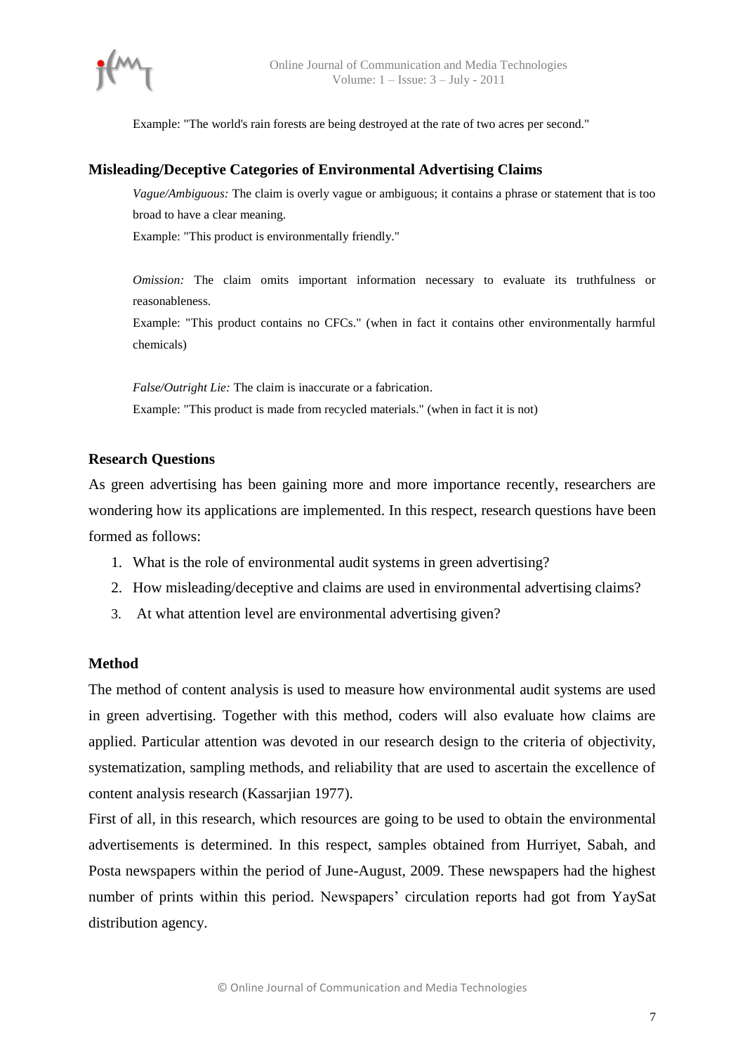Example: "The world's rain forests are being destroyed at the rate of two acres per second."

### Misleading/Deceptive Categories of Environmental Advertising Claims

*Vague/Ambiguous:* The claim is overly vague or ambiguous; it contains a phrase or statement that is too broad to have a clear meaning.

Example: "This product is environmentally friendly."

*Omission:* The claim omits important information necessary to evaluate its truthfulness or reasonableness.

Example: "This product contains no CFCs." (when in fact it contains other environmentally harmful chemicals)

*False/Outright Lie:* The claim is inaccurate or a fabrication.

Example: "This product is made from recycled materials." (when in fact it is not)

### Research Questions

As green advertising has been gaining more and more importance recently, researchers are wondering how its applications are implemented. In this respect, research questions have been formed as follows:

1. What is the role of environmental audit systems in green advertising?
2. How misleading/deceptive and claims are used in environmental advertising claims?
3. At what attention level are environmental advertising given?

### Method

The method of content analysis is used to measure how environmental audit systems are used in green advertising. Together with this method, coders will also evaluate how claims are applied. Particular attention was devoted in our research design to the criteria of objectivity, systematization, sampling methods, and reliability that are used to ascertain the excellence of content analysis research (Kassarjian 1977).

First of all, in this research, which resources are going to be used to obtain the environmental advertisements is determined. In this respect, samples obtained from Hurriyet, Sabah, and Posta newspapers within the period of June-August, 2009. These newspapers had the highest number of prints within this period. Newspapers' circulation reports had got from YaySat distribution agency.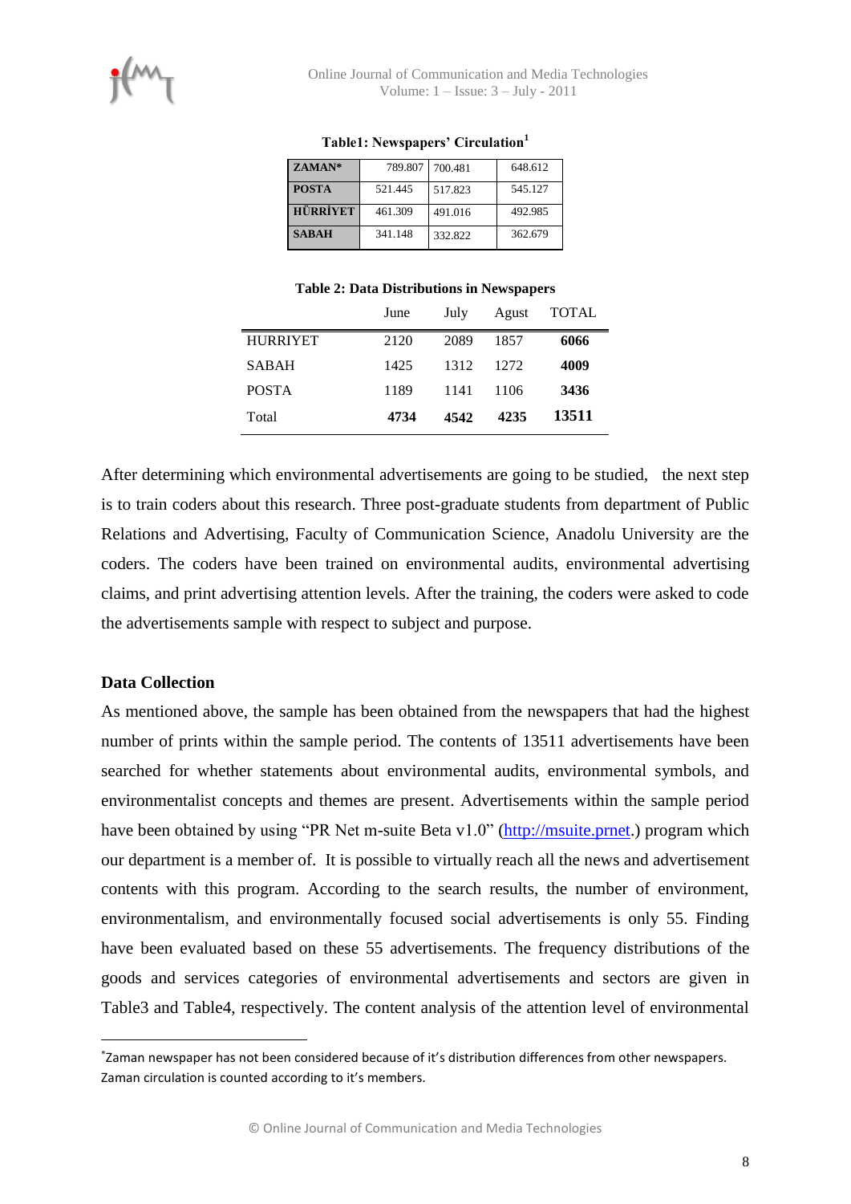**Table1: Newspapers' Circulation[1]**

| | | | |
|---|---|---|---|
| **ZAMAN*** | 789.807 | 700.481 | 648.612 |
| **POSTA** | 521.445 | 517.823 | 545.127 |
| **HÜRRİYET** | 461.309 | 491.016 | 492.985 |
| **SABAH** | 341.148 | 332.822 | 362.679 |

**Table 2: Data Distributions in Newspapers**

| | June | July | Agust | TOTAL |
|---|---|---|---|---|
| HURRIYET | 2120 | 2089 | 1857 | **6066** |
| SABAH | 1425 | 1312 | 1272 | **4009** |
| POSTA | 1189 | 1141 | 1106 | **3436** |
| Total | **4734** | **4542** | **4235** | **13511** |

After determining which environmental advertisements are going to be studied, the next step is to train coders about this research. Three post-graduate students from department of Public Relations and Advertising, Faculty of Communication Science, Anadolu University are the coders. The coders have been trained on environmental audits, environmental advertising claims, and print advertising attention levels. After the training, the coders were asked to code the advertisements sample with respect to subject and purpose.

## Data Collection

As mentioned above, the sample has been obtained from the newspapers that had the highest number of prints within the sample period. The contents of 13511 advertisements have been searched for whether statements about environmental audits, environmental symbols, and environmentalist concepts and themes are present. Advertisements within the sample period have been obtained by using "PR Net m-suite Beta v1.0" (http://msuite.prnet.) program which our department is a member of. It is possible to virtually reach all the news and advertisement contents with this program. According to the search results, the number of environment, environmentalism, and environmentally focused social advertisements is only 55. Finding have been evaluated based on these 55 advertisements. The frequency distributions of the goods and services categories of environmental advertisements and sectors are given in Table3 and Table4, respectively. The content analysis of the attention level of environmental

*Zaman newspaper has not been considered because of it's distribution differences from other newspapers. Zaman circulation is counted according to it's members.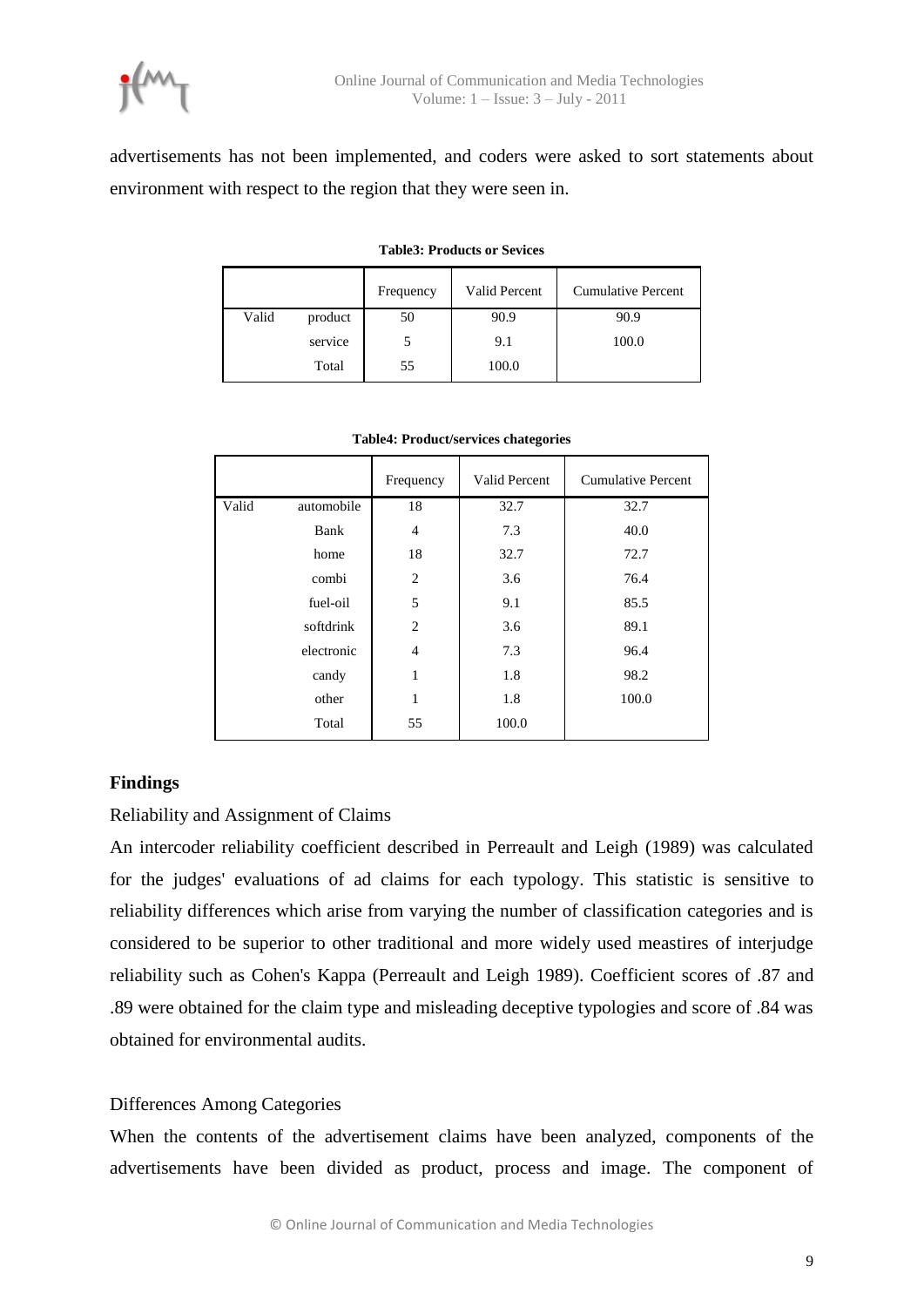advertisements has not been implemented, and coders were asked to sort statements about environment with respect to the region that they were seen in.

**Table3: Products or Sevices**

| | | Frequency | Valid Percent | Cumulative Percent |
|---|---|---|---|---|
| Valid | product | 50 | 90.9 | 90.9 |
| | service | 5 | 9.1 | 100.0 |
| | Total | 55 | 100.0 | |

**Table4: Product/services chategories**

| | | Frequency | Valid Percent | Cumulative Percent |
|---|---|---|---|---|
| Valid | automobile | 18 | 32.7 | 32.7 |
| | Bank | 4 | 7.3 | 40.0 |
| | home | 18 | 32.7 | 72.7 |
| | combi | 2 | 3.6 | 76.4 |
| | fuel-oil | 5 | 9.1 | 85.5 |
| | softdrink | 2 | 3.6 | 89.1 |
| | electronic | 4 | 7.3 | 96.4 |
| | candy | 1 | 1.8 | 98.2 |
| | other | 1 | 1.8 | 100.0 |
| | Total | 55 | 100.0 | |

## Findings

Reliability and Assignment of Claims

An intercoder reliability coefficient described in Perreault and Leigh (1989) was calculated for the judges' evaluations of ad claims for each typology. This statistic is sensitive to reliability differences which arise from varying the number of classification categories and is considered to be superior to other traditional and more widely used meastires of interjudge reliability such as Cohen's Kappa (Perreault and Leigh 1989). Coefficient scores of .87 and .89 were obtained for the claim type and misleading deceptive typologies and score of .84 was obtained for environmental audits.

Differences Among Categories

When the contents of the advertisement claims have been analyzed, components of the advertisements have been divided as product, process and image. The component of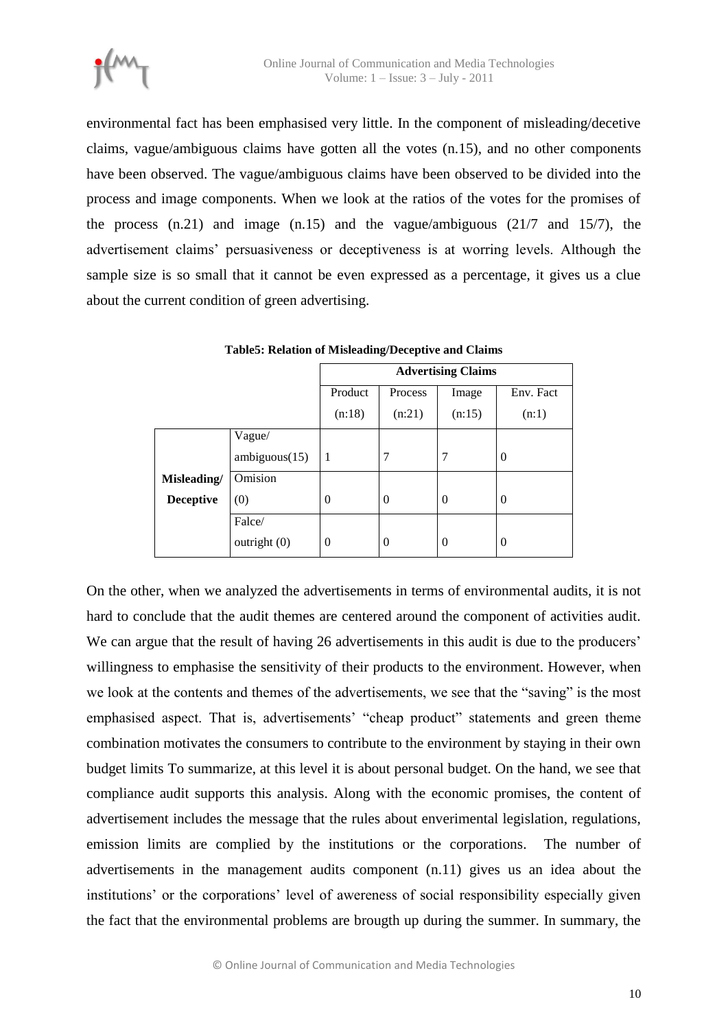environmental fact has been emphasised very little. In the component of misleading/decetive claims, vague/ambiguous claims have gotten all the votes (n.15), and no other components have been observed. The vague/ambiguous claims have been observed to be divided into the process and image components. When we look at the ratios of the votes for the promises of the process (n.21) and image (n.15) and the vague/ambiguous (21/7 and 15/7), the advertisement claims' persuasiveness or deceptiveness is at worring levels. Although the sample size is so small that it cannot be even expressed as a percentage, it gives us a clue about the current condition of green advertising.

**Table5: Relation of Misleading/Deceptive and Claims**

| | | Advertising Claims | | | |
|---|---|---|---|---|---|
| | | Product (n:18) | Process (n:21) | Image (n:15) | Env. Fact (n:1) |
| **Misleading/ Deceptive** | Vague/ ambiguous(15) | 1 | 7 | 7 | 0 |
| | Omision (0) | 0 | 0 | 0 | 0 |
| | Falce/ outright (0) | 0 | 0 | 0 | 0 |

On the other, when we analyzed the advertisements in terms of environmental audits, it is not hard to conclude that the audit themes are centered around the component of activities audit. We can argue that the result of having 26 advertisements in this audit is due to the producers' willingness to emphasise the sensitivity of their products to the environment. However, when we look at the contents and themes of the advertisements, we see that the "saving" is the most emphasised aspect. That is, advertisements' "cheap product" statements and green theme combination motivates the consumers to contribute to the environment by staying in their own budget limits To summarize, at this level it is about personal budget. On the hand, we see that compliance audit supports this analysis. Along with the economic promises, the content of advertisement includes the message that the rules about enverimental legislation, regulations, emission limits are complied by the institutions or the corporations. The number of advertisements in the management audits component (n.11) gives us an idea about the institutions' or the corporations' level of awereness of social responsibility especially given the fact that the environmental problems are brougth up during the summer. In summary, the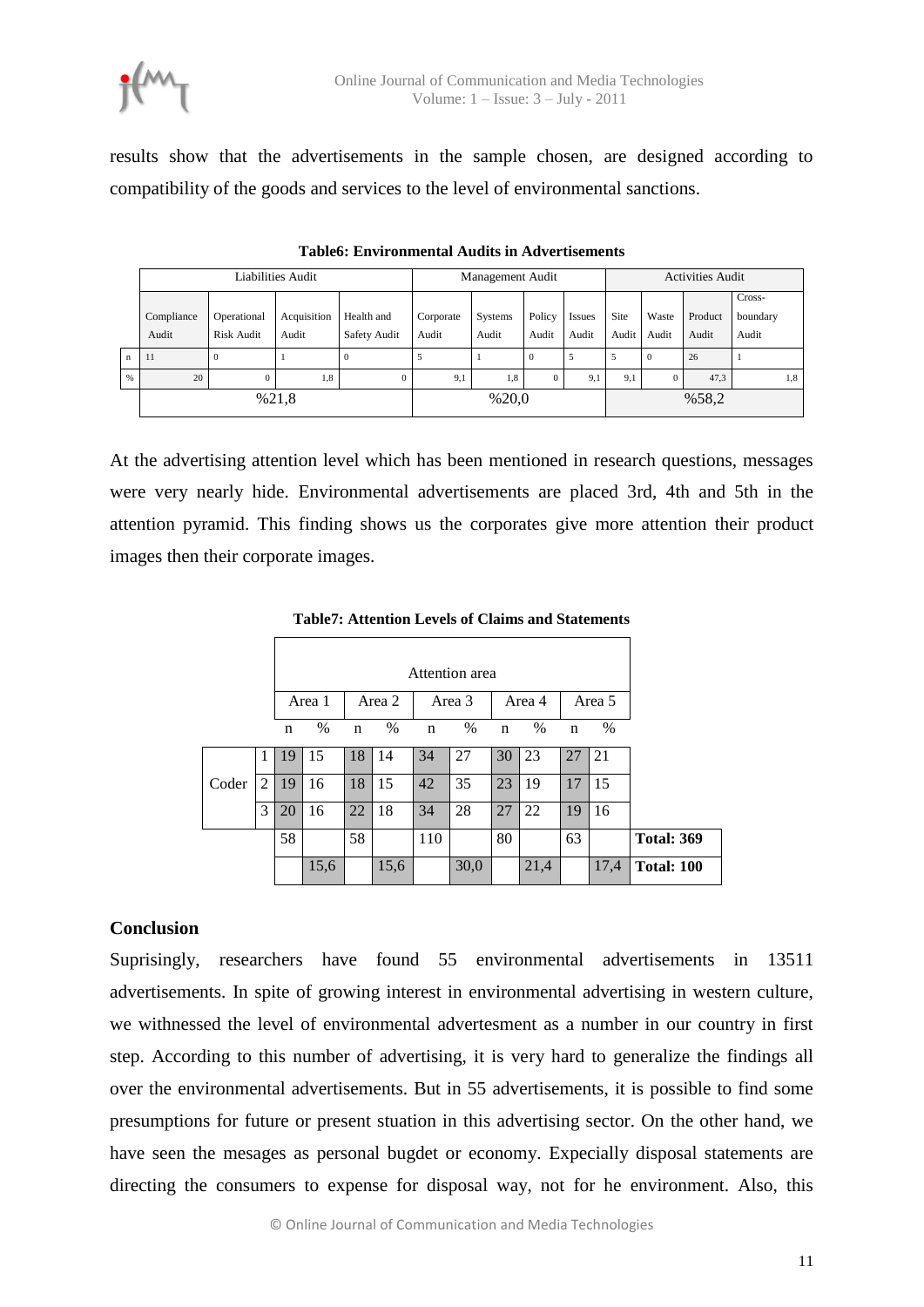results show that the advertisements in the sample chosen, are designed according to compatibility of the goods and services to the level of environmental sanctions.

**Table6: Environmental Audits in Advertisements**

| | Liabilities Audit | | | | Management Audit | | | | Activities Audit | | | |
|---|---|---|---|---|---|---|---|---|---|---|---|---|
| | Compliance Audit | Operational Risk Audit | Acquisition Audit | Health and Safety Audit | Corporate Audit | Systems Audit | Policy Audit | Issues Audit | Site Audit | Waste Audit | Product Audit | Cross-boundary Audit |
| n | 11 | 0 | 1 | 0 | 5 | 1 | 0 | 5 | 5 | 0 | 26 | 1 |
| % | 20 | 0 | 1,8 | 0 | 9,1 | 1,8 | 0 | 9,1 | 9,1 | 0 | 47,3 | 1,8 |
| | %21,8 | | | | %20,0 | | | | %58,2 | | | |

At the advertising attention level which has been mentioned in research questions, messages were very nearly hide. Environmental advertisements are placed 3rd, 4th and 5th in the attention pyramid. This finding shows us the corporates give more attention their product images then their corporate images.

**Table7: Attention Levels of Claims and Statements**

| | | Attention area | | | | | | | | | | |
|---|---|---|---|---|---|---|---|---|---|---|---|---|
| | | Area 1 | | Area 2 | | Area 3 | | Area 4 | | Area 5 | | |
| | | n | % | n | % | n | % | n | % | n | % | |
| Coder | 1 | 19 | 15 | 18 | 14 | 34 | 27 | 30 | 23 | 27 | 21 | |
| | 2 | 19 | 16 | 18 | 15 | 42 | 35 | 23 | 19 | 17 | 15 | |
| | 3 | 20 | 16 | 22 | 18 | 34 | 28 | 27 | 22 | 19 | 16 | |
| | | 58 | | 58 | | 110 | | 80 | | 63 | | **Total: 369** |
| | | | 15,6 | | 15,6 | | 30,0 | | 21,4 | | 17,4 | **Total: 100** |

## Conclusion

Suprisingly, researchers have found 55 environmental advertisements in 13511 advertisements. In spite of growing interest in environmental advertising in western culture, we withnessed the level of environmental advertesment as a number in our country in first step. According to this number of advertising, it is very hard to generalize the findings all over the environmental advertisements. But in 55 advertisements, it is possible to find some presumptions for future or present stuation in this advertising sector. On the other hand, we have seen the mesages as personal bugdet or economy. Expecially disposal statements are directing the consumers to expense for disposal way, not for he environment. Also, this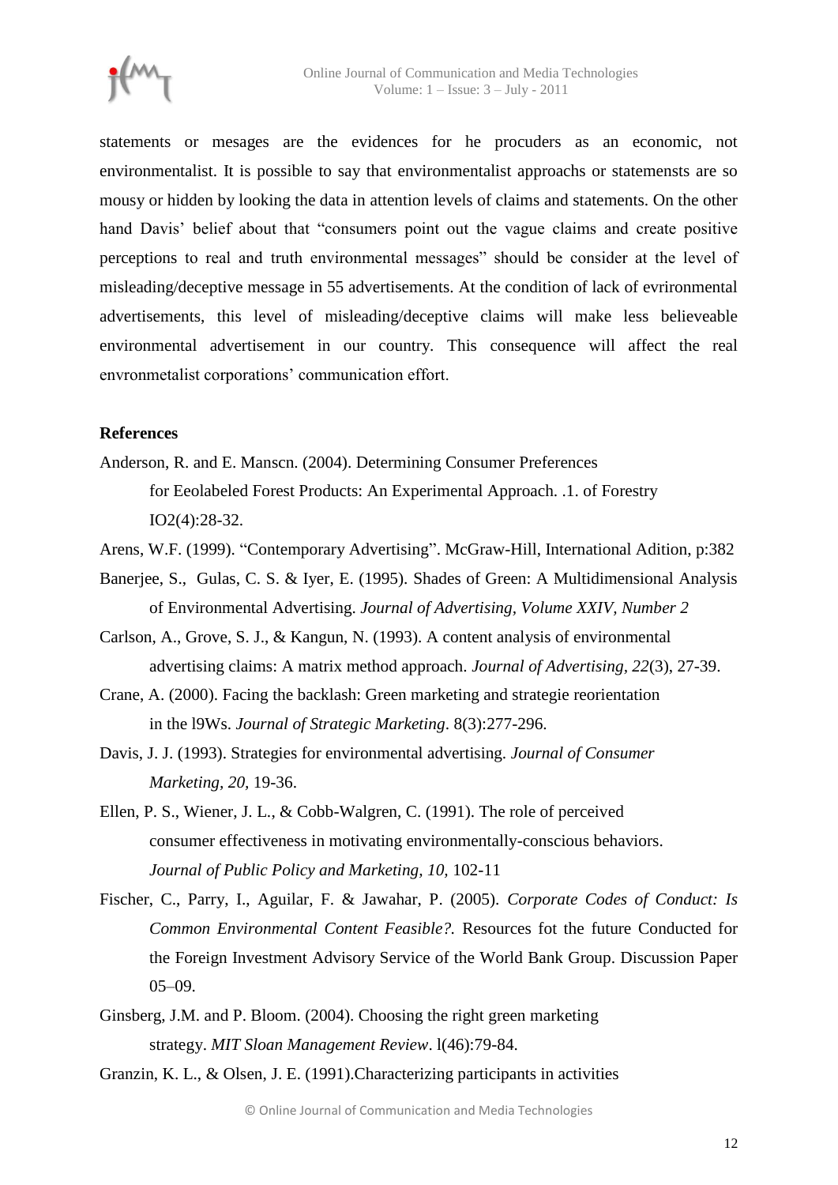statements or mesages are the evidences for he procuders as an economic, not environmentalist. It is possible to say that environmentalist approachs or statemensts are so mousy or hidden by looking the data in attention levels of claims and statements. On the other hand Davis' belief about that "consumers point out the vague claims and create positive perceptions to real and truth environmental messages" should be consider at the level of misleading/deceptive message in 55 advertisements. At the condition of lack of evrironmental advertisements, this level of misleading/deceptive claims will make less believeable environmental advertisement in our country. This consequence will affect the real envronmetalist corporations' communication effort.

**References**

Anderson, R. and E. Manscn. (2004). Determining Consumer Preferences for Eeolabeled Forest Products: An Experimental Approach. .1. of Forestry IO2(4):28-32.

Arens, W.F. (1999). "Contemporary Advertising". McGraw-Hill, International Adition, p:382

Banerjee, S., Gulas, C. S. & Iyer, E. (1995). Shades of Green: A Multidimensional Analysis of Environmental Advertising. *Journal of Advertising, Volume XXIV, Number 2*

Carlson, A., Grove, S. J., & Kangun, N. (1993). A content analysis of environmental advertising claims: A matrix method approach. *Journal of Advertising, 22*(3), 27-39.

Crane, A. (2000). Facing the backlash: Green marketing and strategie reorientation in the l9Ws. *Journal of Strategic Marketing*. 8(3):277-296.

Davis, J. J. (1993). Strategies for environmental advertising. *Journal of Consumer Marketing, 20*, 19-36.

Ellen, P. S., Wiener, J. L., & Cobb-Walgren, C. (1991). The role of perceived consumer effectiveness in motivating environmentally-conscious behaviors. *Journal of Public Policy and Marketing, 10*, 102-11

Fischer, C., Parry, I., Aguilar, F. & Jawahar, P. (2005). *Corporate Codes of Conduct: Is Common Environmental Content Feasible?.* Resources fot the future Conducted for the Foreign Investment Advisory Service of the World Bank Group. Discussion Paper 05–09.

Ginsberg, J.M. and P. Bloom. (2004). Choosing the right green marketing strategy. *MIT Sloan Management Review*. l(46):79-84.

Granzin, K. L., & Olsen, J. E. (1991).Characterizing participants in activities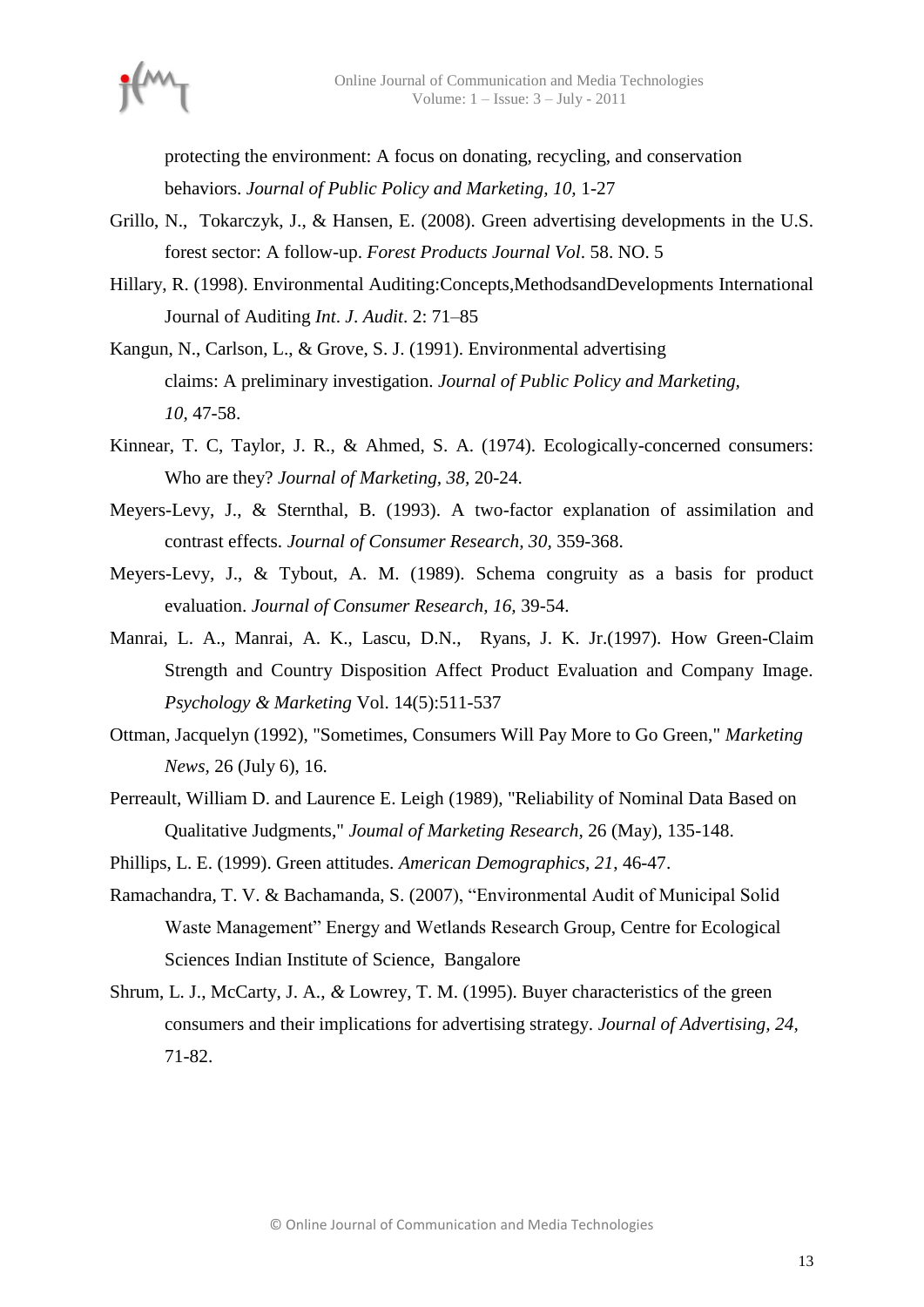protecting the environment: A focus on donating, recycling, and conservation behaviors. *Journal of Public Policy and Marketing, 10,* 1-27

Grillo, N., Tokarczyk, J., & Hansen, E. (2008). Green advertising developments in the U.S. forest sector: A follow-up. *Forest Products Journal Vol*. 58. NO. 5

Hillary, R. (1998). Environmental Auditing:Concepts,MethodsandDevelopments International Journal of Auditing *Int*. *J*. *Audit*. 2: 71–85

Kangun, N., Carlson, L., & Grove, S. J. (1991). Environmental advertising claims: A preliminary investigation. *Journal of Public Policy and Marketing, 10,* 47-58.

Kinnear, T. C, Taylor, J. R., & Ahmed, S. A. (1974). Ecologically-concerned consumers: Who are they? *Journal of Marketing, 38,* 20-24.

Meyers-Levy, J., & Sternthal, B. (1993). A two-factor explanation of assimilation and contrast effects. *Journal of Consumer Research, 30,* 359-368.

Meyers-Levy, J., & Tybout, A. M. (1989). Schema congruity as a basis for product evaluation. *Journal of Consumer Research, 16,* 39-54.

Manrai, L. A., Manrai, A. K., Lascu, D.N., Ryans, J. K. Jr.(1997). How Green-Claim Strength and Country Disposition Affect Product Evaluation and Company Image. *Psychology & Marketing* Vol. 14(5):511-537

Ottman, Jacquelyn (1992), "Sometimes, Consumers Will Pay More to Go Green," *Marketing News,* 26 (July 6), 16.

Perreault, William D. and Laurence E. Leigh (1989), "Reliability of Nominal Data Based on Qualitative Judgments," *Joumal of Marketing Research,* 26 (May), 135-148.

Phillips, L. E. (1999). Green attitudes. *American Demographics, 21,* 46-47.

Ramachandra, T. V. & Bachamanda, S. (2007), "Environmental Audit of Municipal Solid Waste Management" Energy and Wetlands Research Group, Centre for Ecological Sciences Indian Institute of Science, Bangalore

Shrum, L. J., McCarty, J. A., *&* Lowrey, T. M. (1995). Buyer characteristics of the green consumers and their implications for advertising strategy. *Journal of Advertising, 24,* 71-82.